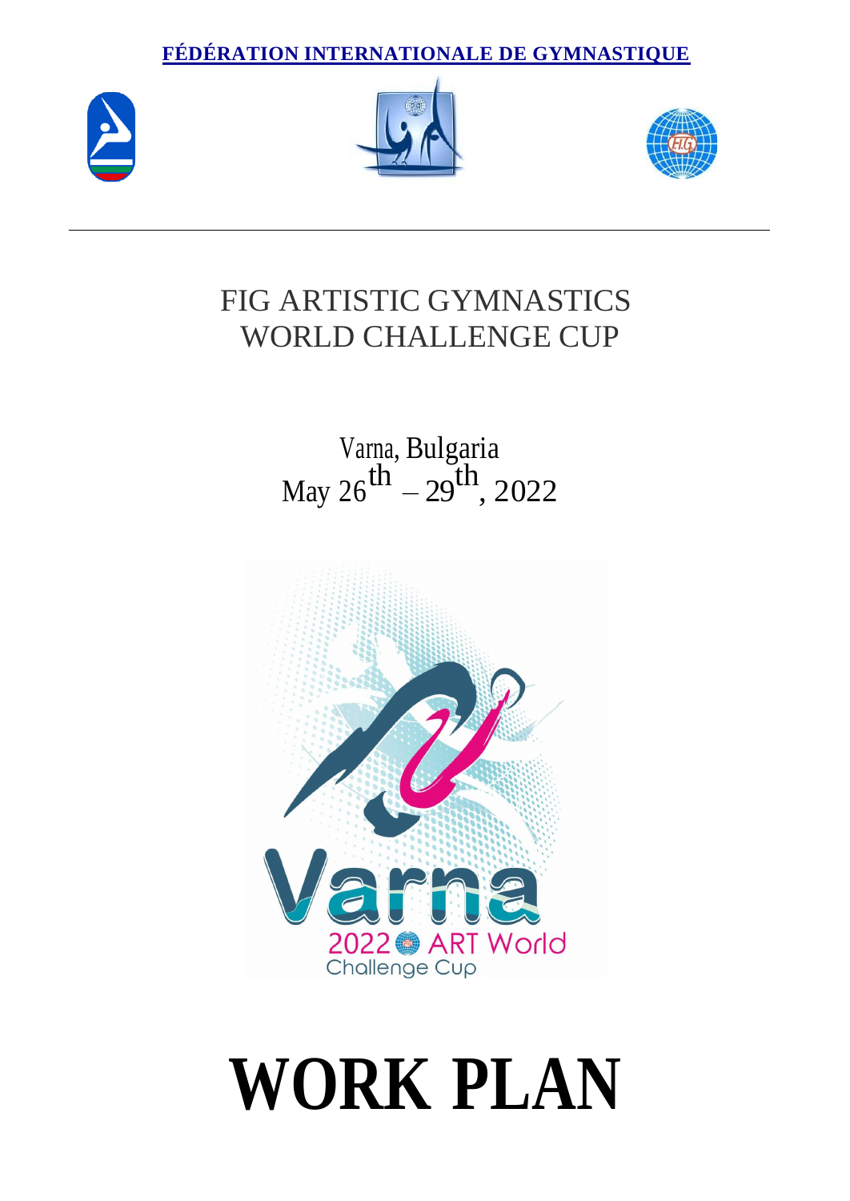**FÉDÉRATION INTERNATIONALE DE GYMNASTIQUE**

# FIG ARTISTIC GYMNASTICS WORLD CHALLENGE CUP

Varna, Bulgaria

May 26th – 29th, 2022

# WORK PLAN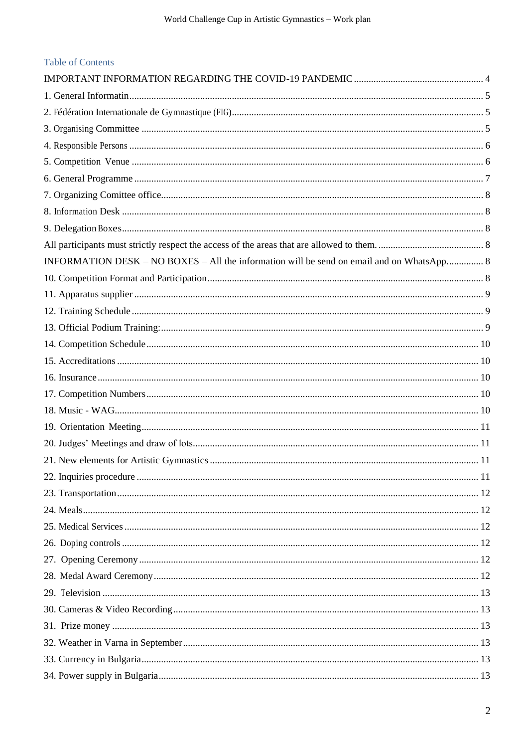## Table of Contents

IMPORTANT INFORMATION REGARDING THE COVID-19 PANDEMIC ..... 4

1. General Informatin ..... 5
2. Fédération Internationale de Gymnastique (FIG) ..... 5
3. Organising Committee ..... 5
4. Responsible Persons ..... 6
5. Competition Venue ..... 6
6. General Programme ..... 7
7. Organizing Comittee office ..... 8
8. Information Desk ..... 8
9. Delegation Boxes ..... 8

All participants must strictly respect the access of the areas that are allowed to them. ..... 8

INFORMATION DESK – NO BOXES – All the information will be send on email and on WhatsApp. ..... 8

10. Competition Format and Participation ..... 8
11. Apparatus supplier ..... 9
12. Training Schedule ..... 9
13. Official Podium Training: ..... 9
14. Competition Schedule ..... 10
15. Accreditations ..... 10
16. Insurance ..... 10
17. Competition Numbers ..... 10
18. Music - WAG ..... 10
19. Orientation Meeting ..... 11
20. Judges' Meetings and draw of lots ..... 11
21. New elements for Artistic Gymnastics ..... 11
22. Inquiries procedure ..... 11
23. Transportation ..... 12
24. Meals ..... 12
25. Medical Services ..... 12
26. Doping controls ..... 12
27. Opening Ceremony ..... 12
28. Medal Award Ceremony ..... 12
29. Television ..... 13
30. Cameras & Video Recording ..... 13
31. Prize money ..... 13
32. Weather in Varna in September ..... 13
33. Currency in Bulgaria ..... 13
34. Power supply in Bulgaria ..... 13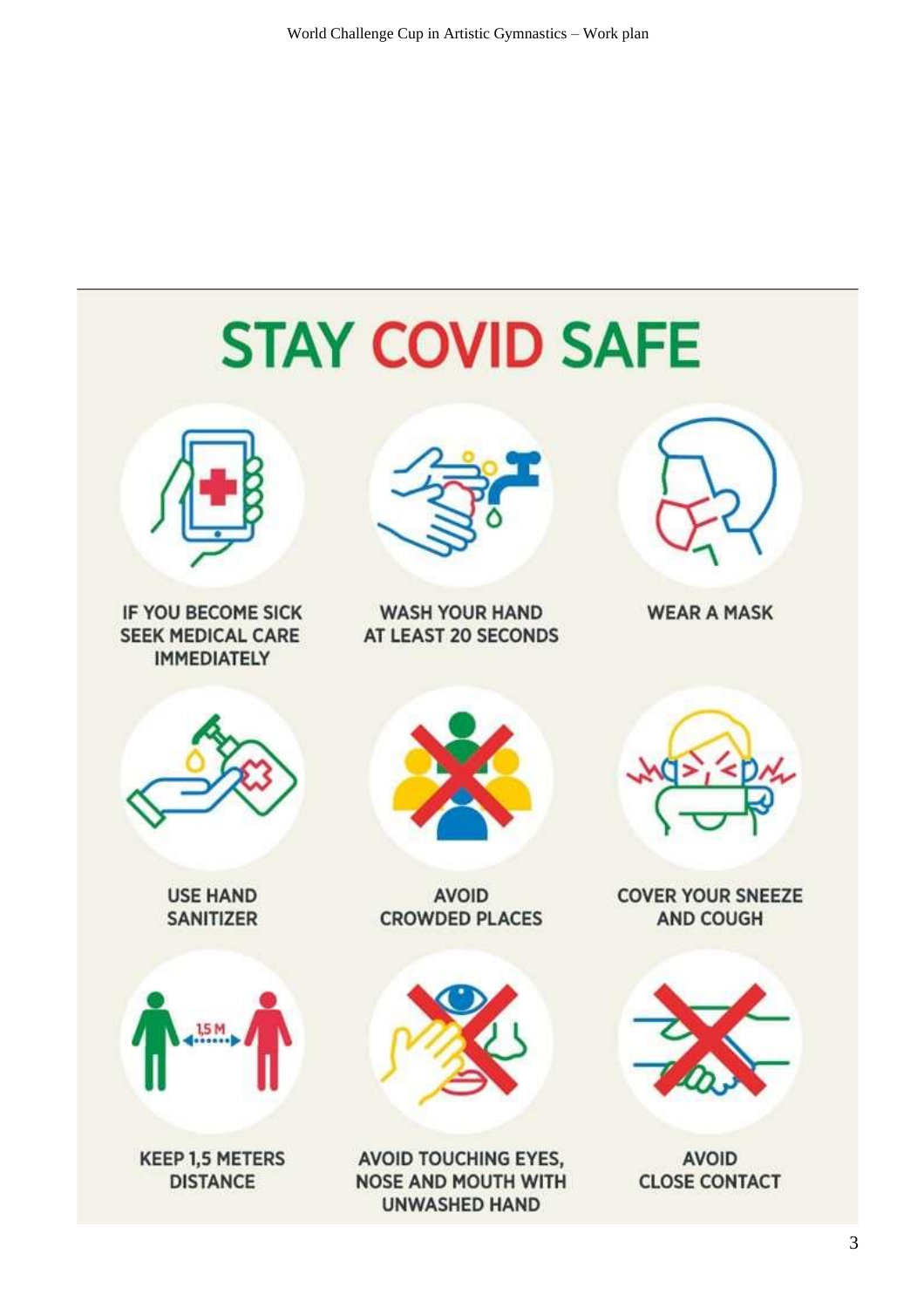# STAY COVID SAFE

IF YOU BECOME SICK SEEK MEDICAL CARE IMMEDIATELY

WASH YOUR HAND AT LEAST 20 SECONDS

WEAR A MASK

USE HAND SANITIZER

AVOID CROWDED PLACES

COVER YOUR SNEEZE AND COUGH

KEEP 1,5 METERS DISTANCE

AVOID TOUCHING EYES, NOSE AND MOUTH WITH UNWASHED HAND

AVOID CLOSE CONTACT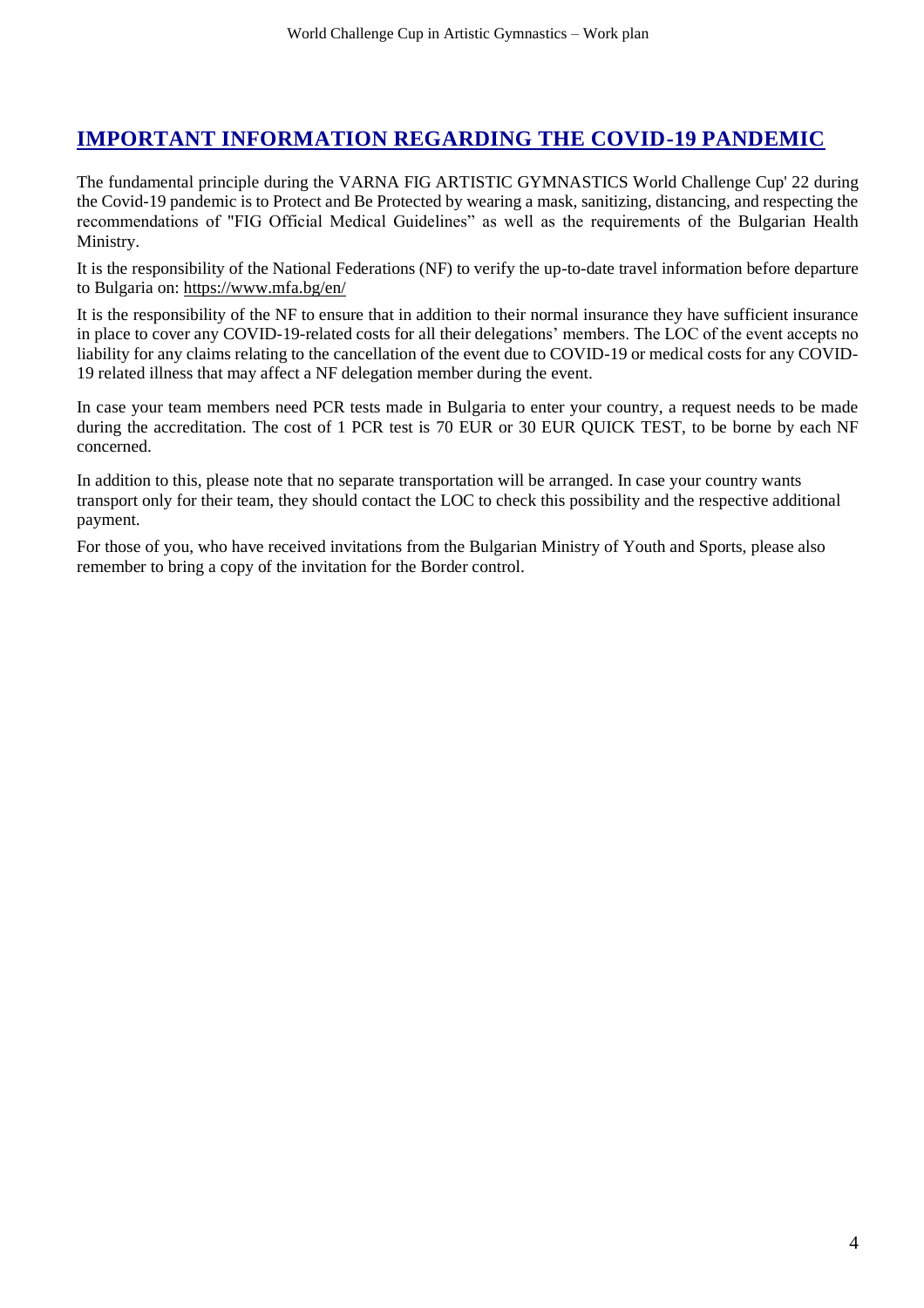## IMPORTANT INFORMATION REGARDING THE COVID-19 PANDEMIC

The fundamental principle during the VARNA FIG ARTISTIC GYMNASTICS World Challenge Cup' 22 during the Covid-19 pandemic is to Protect and Be Protected by wearing a mask, sanitizing, distancing, and respecting the recommendations of "FIG Official Medical Guidelines" as well as the requirements of the Bulgarian Health Ministry.

It is the responsibility of the National Federations (NF) to verify the up-to-date travel information before departure to Bulgaria on: https://www.mfa.bg/en/

It is the responsibility of the NF to ensure that in addition to their normal insurance they have sufficient insurance in place to cover any COVID-19-related costs for all their delegations' members. The LOC of the event accepts no liability for any claims relating to the cancellation of the event due to COVID-19 or medical costs for any COVID-19 related illness that may affect a NF delegation member during the event.

In case your team members need PCR tests made in Bulgaria to enter your country, a request needs to be made during the accreditation. The cost of 1 PCR test is 70 EUR or 30 EUR QUICK TEST, to be borne by each NF concerned.

In addition to this, please note that no separate transportation will be arranged. In case your country wants transport only for their team, they should contact the LOC to check this possibility and the respective additional payment.

For those of you, who have received invitations from the Bulgarian Ministry of Youth and Sports, please also remember to bring a copy of the invitation for the Border control.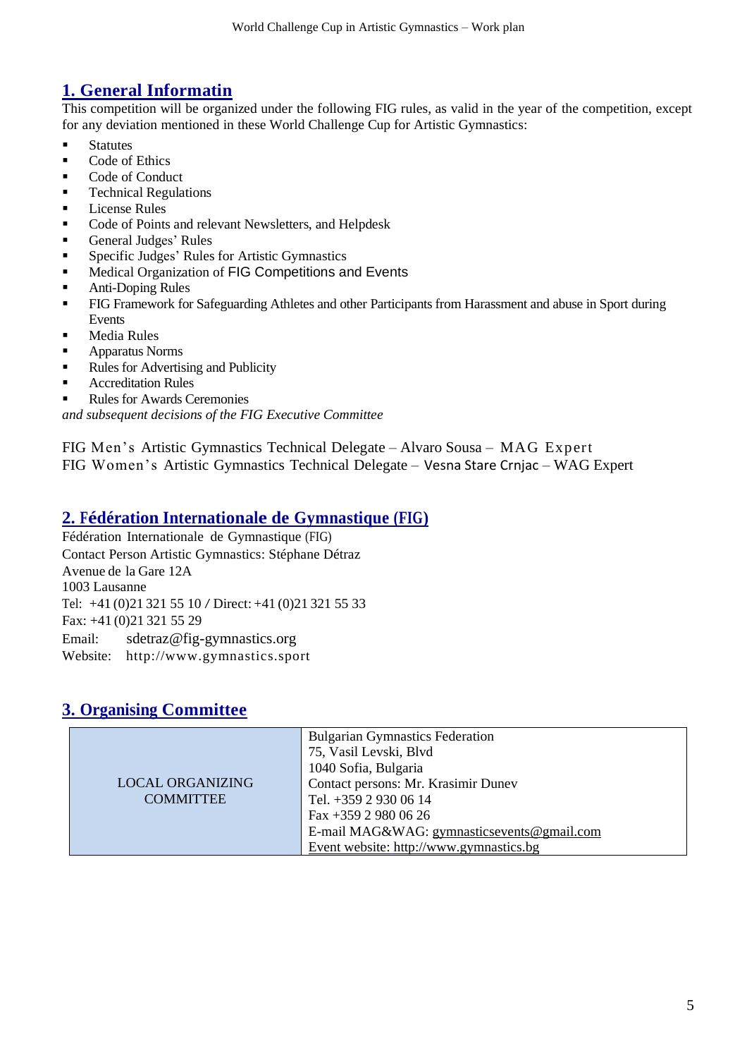## 1. General Informatin

This competition will be organized under the following FIG rules, as valid in the year of the competition, except for any deviation mentioned in these World Challenge Cup for Artistic Gymnastics:

- Statutes
- Code of Ethics
- Code of Conduct
- Technical Regulations
- License Rules
- Code of Points and relevant Newsletters, and Helpdesk
- General Judges' Rules
- Specific Judges' Rules for Artistic Gymnastics
- Medical Organization of FIG Competitions and Events
- Anti-Doping Rules
- FIG Framework for Safeguarding Athletes and other Participants from Harassment and abuse in Sport during Events
- Media Rules
- Apparatus Norms
- Rules for Advertising and Publicity
- Accreditation Rules
- Rules for Awards Ceremonies

*and subsequent decisions of the FIG Executive Committee*

FIG Men's Artistic Gymnastics Technical Delegate – Alvaro Sousa – MAG Expert
FIG Women's Artistic Gymnastics Technical Delegate – Vesna Stare Crnjac – WAG Expert

## 2. Fédération Internationale de Gymnastique (FIG)

Fédération Internationale de Gymnastique (FIG)
Contact Person Artistic Gymnastics: Stéphane Détraz
Avenue de la Gare 12A
1003 Lausanne
Tel: +41 (0)21 321 55 10 / Direct: +41 (0)21 321 55 33
Fax: +41 (0)21 321 55 29
Email: sdetraz@fig-gymnastics.org
Website: http://www.gymnastics.sport

## 3. Organising Committee

| | |
|---|---|
| LOCAL ORGANIZING COMMITTEE | Bulgarian Gymnastics Federation<br>75, Vasil Levski, Blvd<br>1040 Sofia, Bulgaria<br>Contact persons: Mr. Krasimir Dunev<br>Tel. +359 2 930 06 14<br>Fax +359 2 980 06 26<br>E-mail MAG&WAG: gymnasticsevents@gmail.com<br>Event website: http://www.gymnastics.bg |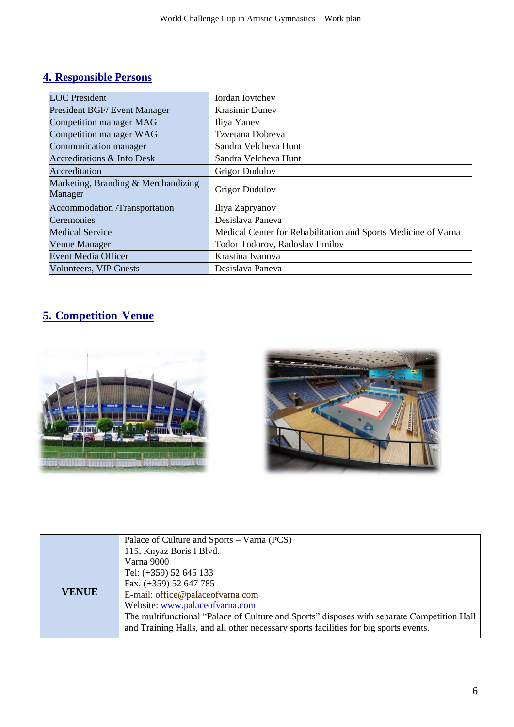## 4. Responsible Persons

| LOC President | Iordan Iovtchev |
|---|---|
| President BGF/ Event Manager | Krasimir Dunev |
| Competition manager MAG | Iliya Yanev |
| Competition manager WAG | Tzvetana Dobreva |
| Communication manager | Sandra Velcheva Hunt |
| Accreditations & Info Desk | Sandra Velcheva Hunt |
| Accreditation | Grigor Dudulov |
| Marketing, Branding & Merchandizing Manager | Grigor Dudulov |
| Accommodation /Transportation | Iliya Zapryanov |
| Ceremonies | Desislava Paneva |
| Medical Service | Medical Center for Rehabilitation and Sports Medicine of Varna |
| Venue Manager | Todor Todorov, Radoslav Emilov |
| Event Media Officer | Krastina Ivanova |
| Volunteers, VIP Guests | Desislava Paneva |

## 5. Competition Venue

| **VENUE** | Palace of Culture and Sports – Varna (PCS)<br>115, Knyaz Boris I Blvd.<br>Varna 9000<br>Tel: (+359) 52 645 133<br>Fax. (+359) 52 647 785<br>E-mail: office@palaceofvarna.com<br>Website: www.palaceofvarna.com<br>The multifunctional "Palace of Culture and Sports" disposes with separate Competition Hall and Training Halls, and all other necessary sports facilities for big sports events. |
|---|---|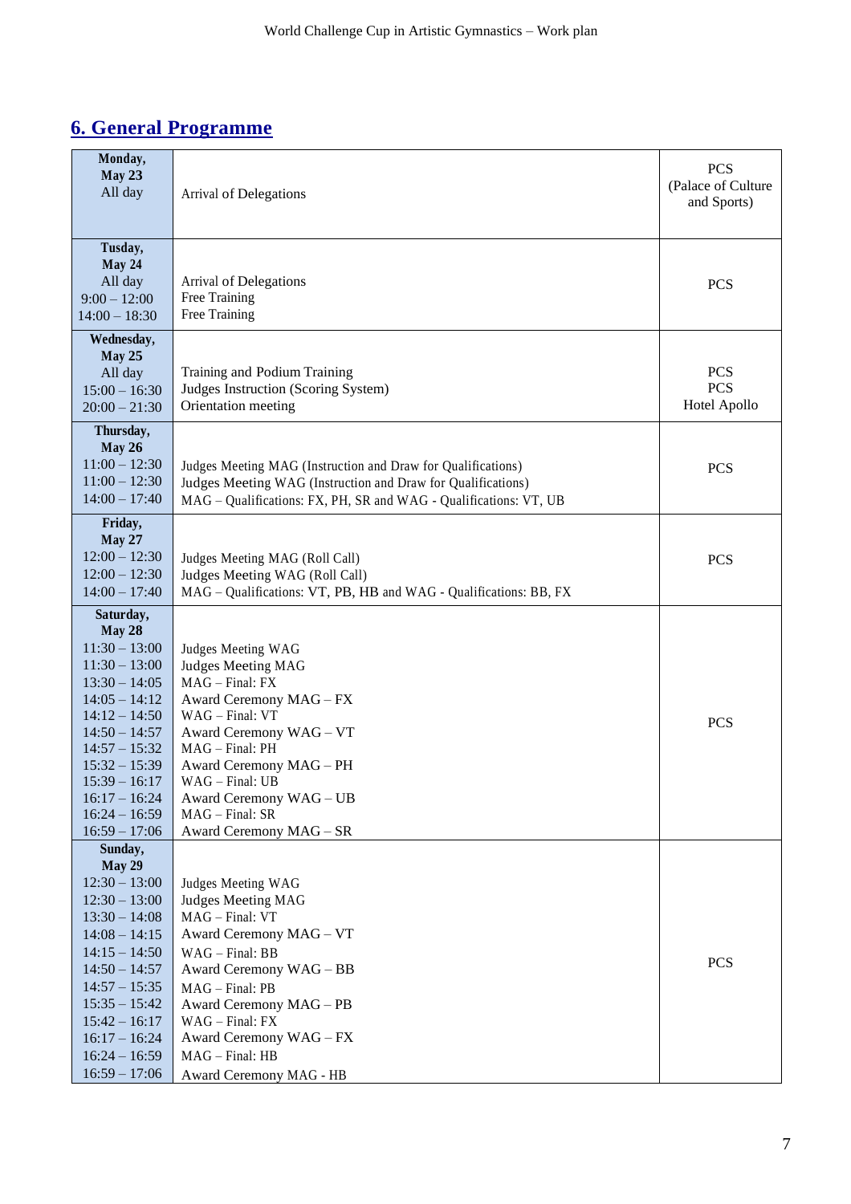## 6. General Programme

| Date / Time | Programme | Venue |
|---|---|---|
| **Monday, May 23**<br>All day | Arrival of Delegations | PCS (Palace of Culture and Sports) |
| **Tusday, May 24**<br>All day<br>9:00 – 12:00<br>14:00 – 18:30 | Arrival of Delegations<br>Free Training<br>Free Training | PCS |
| **Wednesday, May 25**<br>All day<br>15:00 – 16:30<br>20:00 – 21:30 | Training and Podium Training<br>Judges Instruction (Scoring System)<br>Orientation meeting | PCS<br>PCS<br>Hotel Apollo |
| **Thursday, May 26**<br>11:00 – 12:30<br>11:00 – 12:30<br>14:00 – 17:40 | Judges Meeting MAG (Instruction and Draw for Qualifications)<br>Judges Meeting WAG (Instruction and Draw for Qualifications)<br>MAG – Qualifications: FX, PH, SR and WAG - Qualifications: VT, UB | PCS |
| **Friday, May 27**<br>12:00 – 12:30<br>12:00 – 12:30<br>14:00 – 17:40 | Judges Meeting MAG (Roll Call)<br>Judges Meeting WAG (Roll Call)<br>MAG – Qualifications: VT, PB, HB and WAG - Qualifications: BB, FX | PCS |
| **Saturday, May 28**<br>11:30 – 13:00<br>11:30 – 13:00<br>13:30 – 14:05<br>14:05 – 14:12<br>14:12 – 14:50<br>14:50 – 14:57<br>14:57 – 15:32<br>15:32 – 15:39<br>15:39 – 16:17<br>16:17 – 16:24<br>16:24 – 16:59<br>16:59 – 17:06 | Judges Meeting WAG<br>Judges Meeting MAG<br>MAG – Final: FX<br>Award Ceremony MAG – FX<br>WAG – Final: VT<br>Award Ceremony WAG – VT<br>MAG – Final: PH<br>Award Ceremony MAG – PH<br>WAG – Final: UB<br>Award Ceremony WAG – UB<br>MAG – Final: SR<br>Award Ceremony MAG – SR | PCS |
| **Sunday, May 29**<br>12:30 – 13:00<br>12:30 – 13:00<br>13:30 – 14:08<br>14:08 – 14:15<br>14:15 – 14:50<br>14:50 – 14:57<br>14:57 – 15:35<br>15:35 – 15:42<br>15:42 – 16:17<br>16:17 – 16:24<br>16:24 – 16:59<br>16:59 – 17:06 | Judges Meeting WAG<br>Judges Meeting MAG<br>MAG – Final: VT<br>Award Ceremony MAG – VT<br>WAG – Final: BB<br>Award Ceremony WAG – BB<br>MAG – Final: PB<br>Award Ceremony MAG – PB<br>WAG – Final: FX<br>Award Ceremony WAG – FX<br>MAG – Final: HB<br>Award Ceremony MAG - HB | PCS |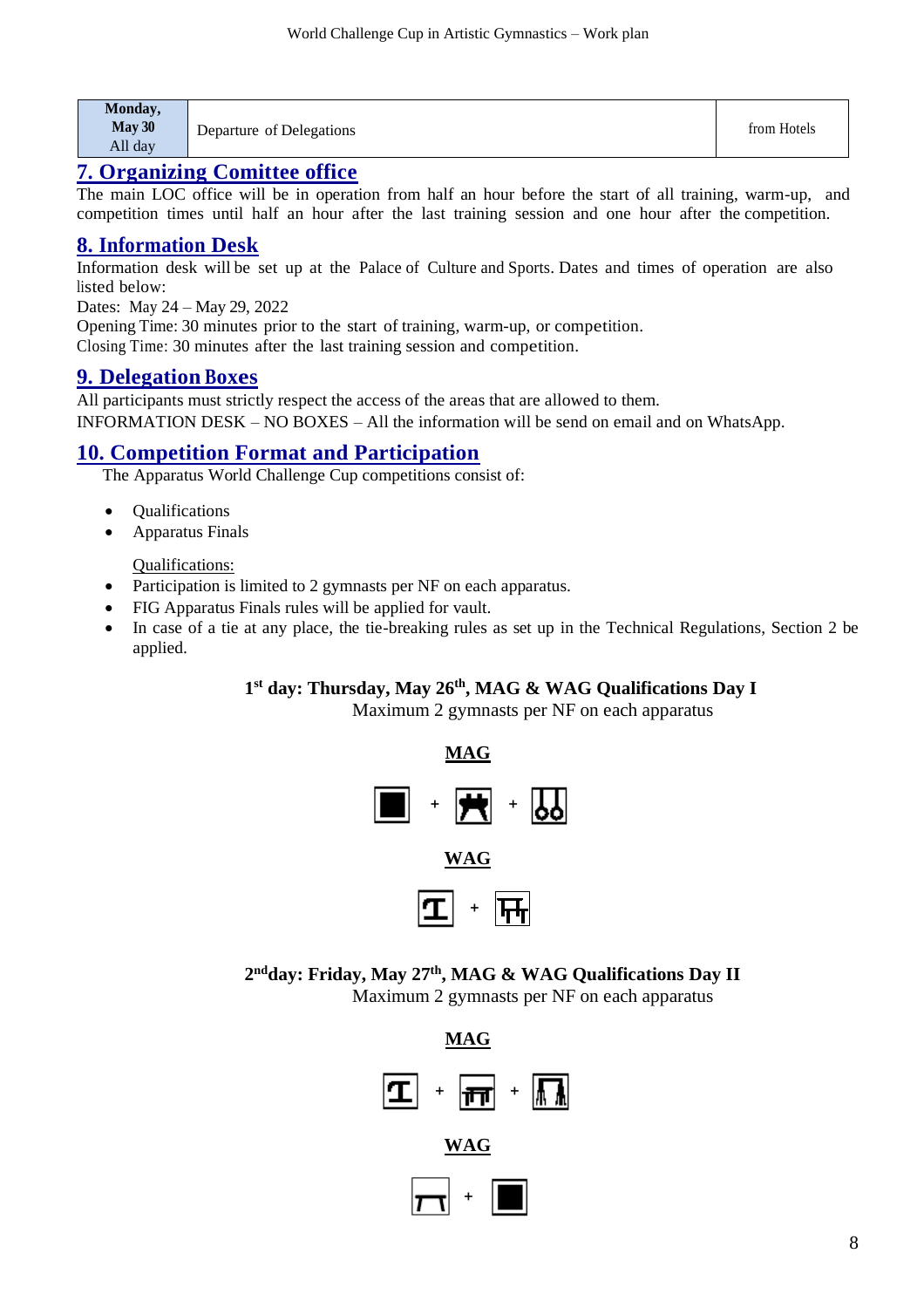| Monday, May 30 All day | Departure of Delegations | from Hotels |
|---|---|---|

## 7. Organizing Comitee office

The main LOC office will be in operation from half an hour before the start of all training, warm-up, and competition times until half an hour after the last training session and one hour after the competition.

## 8. Information Desk

Information desk will be set up at the Palace of Culture and Sports. Dates and times of operation are also listed below:

Dates: May 24 – May 29, 2022

Opening Time: 30 minutes prior to the start of training, warm-up, or competition.

Closing Time: 30 minutes after the last training session and competition.

## 9. Delegation Boxes

All participants must strictly respect the access of the areas that are allowed to them.

INFORMATION DESK – NO BOXES – All the information will be send on email and on WhatsApp.

## 10. Competition Format and Participation

The Apparatus World Challenge Cup competitions consist of:

- Qualifications
- Apparatus Finals

Qualifications:

- Participation is limited to 2 gymnasts per NF on each apparatus.
- FIG Apparatus Finals rules will be applied for vault.
- In case of a tie at any place, the tie-breaking rules as set up in the Technical Regulations, Section 2 be applied.

**1st day: Thursday, May 26th, MAG & WAG Qualifications Day I**

Maximum 2 gymnasts per NF on each apparatus

**MAG**

+ +

**WAG**

+

**2nd day: Friday, May 27th, MAG & WAG Qualifications Day II**

Maximum 2 gymnasts per NF on each apparatus

**MAG**

+ +

**WAG**

+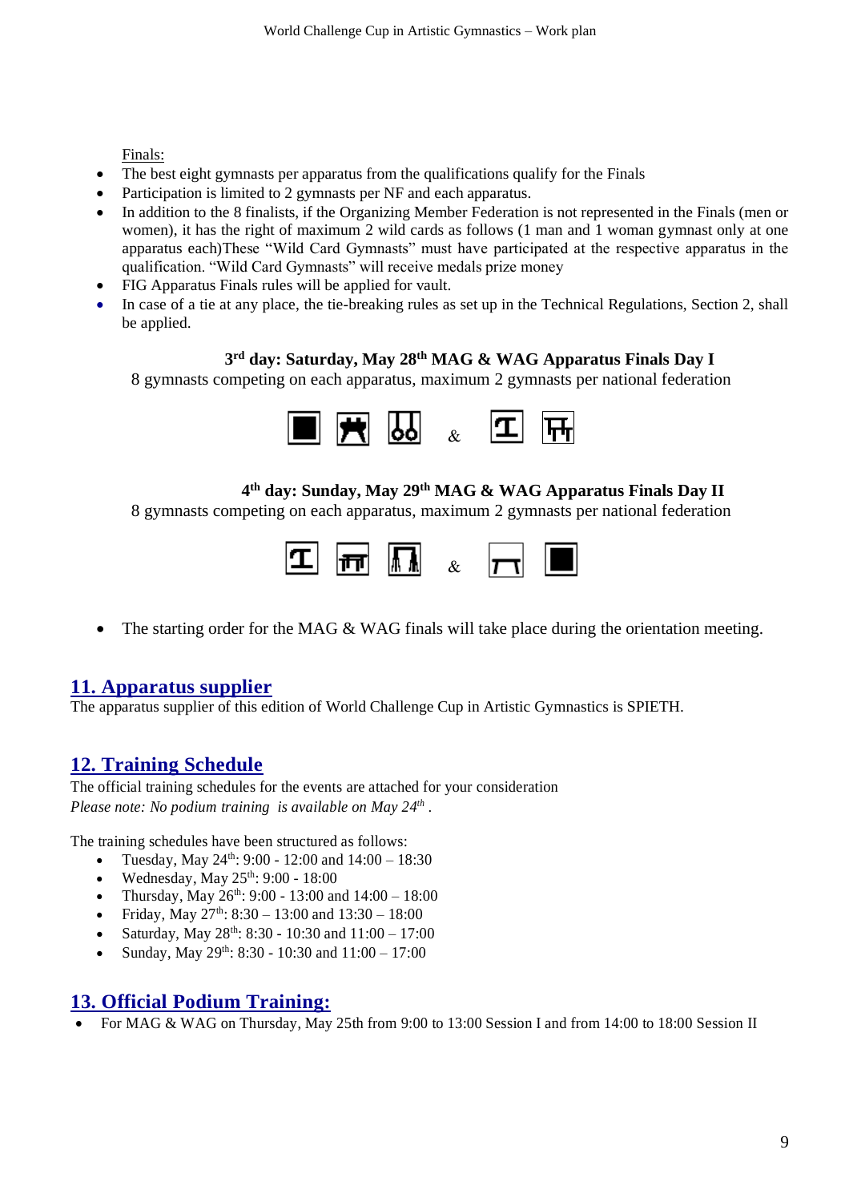Finals:

- The best eight gymnasts per apparatus from the qualifications qualify for the Finals
- Participation is limited to 2 gymnasts per NF and each apparatus.
- In addition to the 8 finalists, if the Organizing Member Federation is not represented in the Finals (men or women), it has the right of maximum 2 wild cards as follows (1 man and 1 woman gymnast only at one apparatus each)These "Wild Card Gymnasts" must have participated at the respective apparatus in the qualification. "Wild Card Gymnasts" will receive medals prize money
- FIG Apparatus Finals rules will be applied for vault.
- In case of a tie at any place, the tie-breaking rules as set up in the Technical Regulations, Section 2, shall be applied.

**3rd day: Saturday, May 28th MAG & WAG Apparatus Finals Day I**

8 gymnasts competing on each apparatus, maximum 2 gymnasts per national federation

&

**4th day: Sunday, May 29th MAG & WAG Apparatus Finals Day II**

8 gymnasts competing on each apparatus, maximum 2 gymnasts per national federation

&

- The starting order for the MAG & WAG finals will take place during the orientation meeting.

## 11. Apparatus supplier

The apparatus supplier of this edition of World Challenge Cup in Artistic Gymnastics is SPIETH.

## 12. Training Schedule

The official training schedules for the events are attached for your consideration

*Please note: No podium training is available on May 24th .*

The training schedules have been structured as follows:

- Tuesday, May 24th: 9:00 - 12:00 and 14:00 – 18:30
- Wednesday, May 25th: 9:00 - 18:00
- Thursday, May 26th: 9:00 - 13:00 and 14:00 – 18:00
- Friday, May 27th: 8:30 – 13:00 and 13:30 – 18:00
- Saturday, May 28th: 8:30 - 10:30 and 11:00 – 17:00
- Sunday, May 29th: 8:30 - 10:30 and 11:00 – 17:00

## 13. Official Podium Training:

- For MAG & WAG on Thursday, May 25th from 9:00 to 13:00 Session I and from 14:00 to 18:00 Session II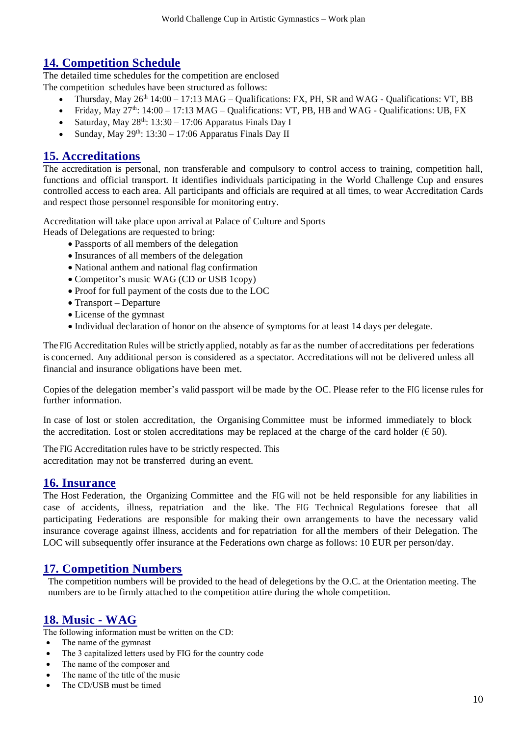## 14. Competition Schedule

The detailed time schedules for the competition are enclosed

The competition schedules have been structured as follows:

- Thursday, May 26th 14:00 – 17:13 MAG – Qualifications: FX, PH, SR and WAG - Qualifications: VT, BB
- Friday, May 27th: 14:00 – 17:13 MAG – Qualifications: VT, PB, HB and WAG - Qualifications: UB, FX
- Saturday, May 28th: 13:30 – 17:06 Apparatus Finals Day I
- Sunday, May 29th: 13:30 – 17:06 Apparatus Finals Day II

## 15. Accreditations

The accreditation is personal, non transferable and compulsory to control access to training, competition hall, functions and official transport. It identifies individuals participating in the World Challenge Cup and ensures controlled access to each area. All participants and officials are required at all times, to wear Accreditation Cards and respect those personnel responsible for monitoring entry.

Accreditation will take place upon arrival at Palace of Culture and Sports

Heads of Delegations are requested to bring:

- Passports of all members of the delegation
- Insurances of all members of the delegation
- National anthem and national flag confirmation
- Competitor's music WAG (CD or USB 1copy)
- Proof for full payment of the costs due to the LOC
- Transport – Departure
- License of the gymnast
- Individual declaration of honor on the absence of symptoms for at least 14 days per delegate.

The FIG Accreditation Rules will be strictly applied, notably as far as the number of accreditations per federations is concerned. Any additional person is considered as a spectator. Accreditations will not be delivered unless all financial and insurance obligations have been met.

Copies of the delegation member's valid passport will be made by the OC. Please refer to the FIG license rules for further information.

In case of lost or stolen accreditation, the Organising Committee must be informed immediately to block the accreditation. Lost or stolen accreditations may be replaced at the charge of the card holder (€ 50).

The FIG Accreditation rules have to be strictly respected. This accreditation may not be transferred during an event.

## 16. Insurance

The Host Federation, the Organizing Committee and the FIG will not be held responsible for any liabilities in case of accidents, illness, repatriation and the like. The FIG Technical Regulations foresee that all participating Federations are responsible for making their own arrangements to have the necessary valid insurance coverage against illness, accidents and for repatriation for all the members of their Delegation. The LOC will subsequently offer insurance at the Federations own charge as follows: 10 EUR per person/day.

## 17. Competition Numbers

The competition numbers will be provided to the head of delegetions by the O.C. at the Orientation meeting. The numbers are to be firmly attached to the competition attire during the whole competition.

## 18. Music - WAG

The following information must be written on the CD:

- The name of the gymnast
- The 3 capitalized letters used by FIG for the country code
- The name of the composer and
- The name of the title of the music
- The CD/USB must be timed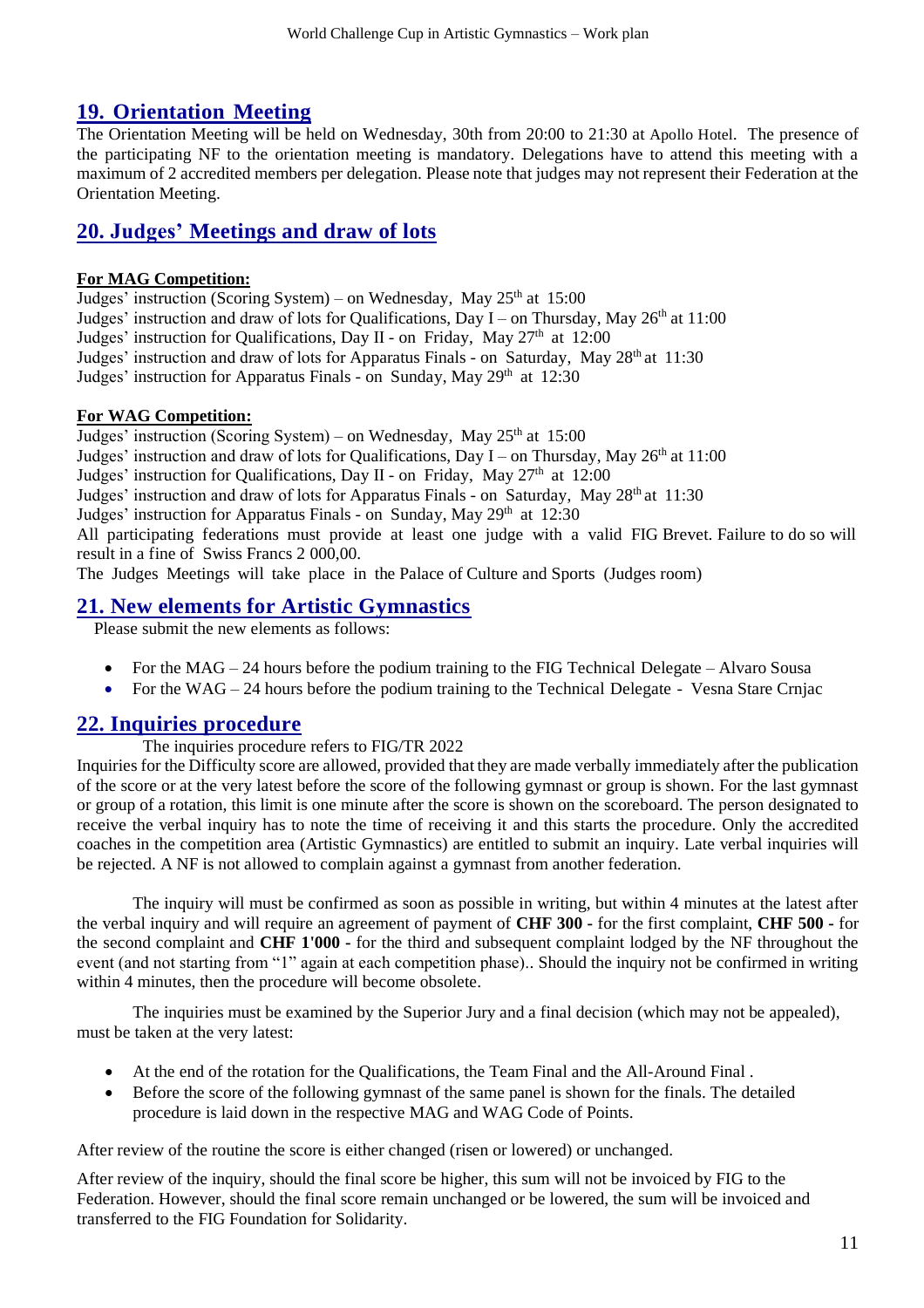## 19. Orientation Meeting

The Orientation Meeting will be held on Wednesday, 30th from 20:00 to 21:30 at Apollo Hotel. The presence of the participating NF to the orientation meeting is mandatory. Delegations have to attend this meeting with a maximum of 2 accredited members per delegation. Please note that judges may not represent their Federation at the Orientation Meeting.

## 20. Judges' Meetings and draw of lots

**For MAG Competition:**

Judges' instruction (Scoring System) – on Wednesday, May 25th at 15:00
Judges' instruction and draw of lots for Qualifications, Day I – on Thursday, May 26th at 11:00
Judges' instruction for Qualifications, Day II - on Friday, May 27th at 12:00
Judges' instruction and draw of lots for Apparatus Finals - on Saturday, May 28th at 11:30
Judges' instruction for Apparatus Finals - on Sunday, May 29th at 12:30

**For WAG Competition:**

Judges' instruction (Scoring System) – on Wednesday, May 25th at 15:00
Judges' instruction and draw of lots for Qualifications, Day I – on Thursday, May 26th at 11:00
Judges' instruction for Qualifications, Day II - on Friday, May 27th at 12:00
Judges' instruction and draw of lots for Apparatus Finals - on Saturday, May 28th at 11:30
Judges' instruction for Apparatus Finals - on Sunday, May 29th at 12:30
All participating federations must provide at least one judge with a valid FIG Brevet. Failure to do so will result in a fine of Swiss Francs 2 000,00.
The Judges Meetings will take place in the Palace of Culture and Sports (Judges room)

## 21. New elements for Artistic Gymnastics

Please submit the new elements as follows:

- For the MAG – 24 hours before the podium training to the FIG Technical Delegate – Alvaro Sousa
- For the WAG – 24 hours before the podium training to the Technical Delegate - Vesna Stare Crnjac

## 22. Inquiries procedure

The inquiries procedure refers to FIG/TR 2022

Inquiries for the Difficulty score are allowed, provided that they are made verbally immediately after the publication of the score or at the very latest before the score of the following gymnast or group is shown. For the last gymnast or group of a rotation, this limit is one minute after the score is shown on the scoreboard. The person designated to receive the verbal inquiry has to note the time of receiving it and this starts the procedure. Only the accredited coaches in the competition area (Artistic Gymnastics) are entitled to submit an inquiry. Late verbal inquiries will be rejected. A NF is not allowed to complain against a gymnast from another federation.

The inquiry will must be confirmed as soon as possible in writing, but within 4 minutes at the latest after the verbal inquiry and will require an agreement of payment of **CHF 300 -** for the first complaint, **CHF 500 -** for the second complaint and **CHF 1'000 -** for the third and subsequent complaint lodged by the NF throughout the event (and not starting from "1" again at each competition phase).. Should the inquiry not be confirmed in writing within 4 minutes, then the procedure will become obsolete.

The inquiries must be examined by the Superior Jury and a final decision (which may not be appealed), must be taken at the very latest:

- At the end of the rotation for the Qualifications, the Team Final and the All-Around Final .
- Before the score of the following gymnast of the same panel is shown for the finals. The detailed procedure is laid down in the respective MAG and WAG Code of Points.

After review of the routine the score is either changed (risen or lowered) or unchanged.

After review of the inquiry, should the final score be higher, this sum will not be invoiced by FIG to the Federation. However, should the final score remain unchanged or be lowered, the sum will be invoiced and transferred to the FIG Foundation for Solidarity.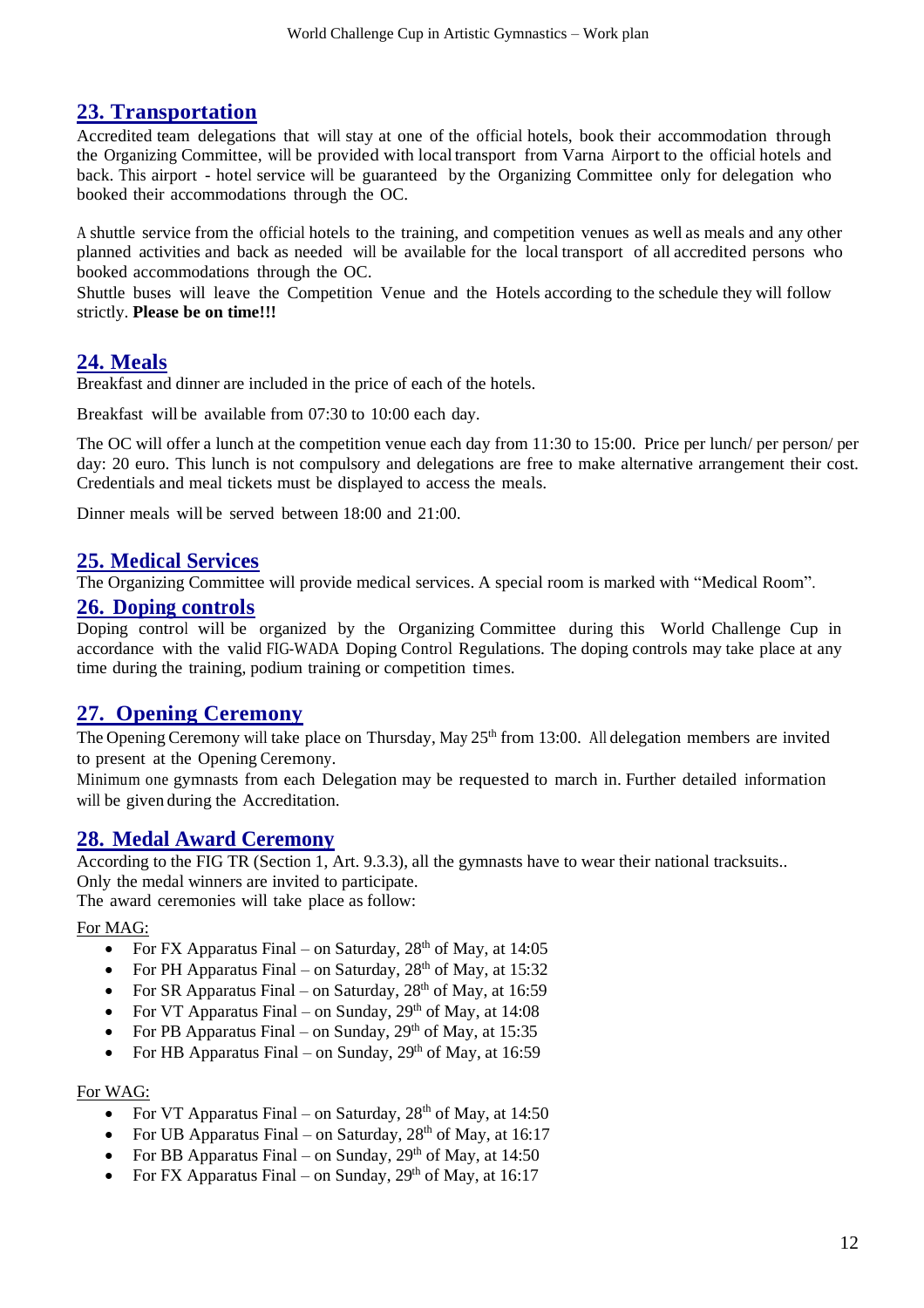## 23. Transportation

Accredited team delegations that will stay at one of the official hotels, book their accommodation through the Organizing Committee, will be provided with local transport from Varna Airport to the official hotels and back. This airport - hotel service will be guaranteed by the Organizing Committee only for delegation who booked their accommodations through the OC.

A shuttle service from the official hotels to the training, and competition venues as well as meals and any other planned activities and back as needed will be available for the local transport of all accredited persons who booked accommodations through the OC.

Shuttle buses will leave the Competition Venue and the Hotels according to the schedule they will follow strictly. **Please be on time!!!**

## 24. Meals

Breakfast and dinner are included in the price of each of the hotels.

Breakfast will be available from 07:30 to 10:00 each day.

The OC will offer a lunch at the competition venue each day from 11:30 to 15:00. Price per lunch/ per person/ per day: 20 euro. This lunch is not compulsory and delegations are free to make alternative arrangement their cost. Credentials and meal tickets must be displayed to access the meals.

Dinner meals will be served between 18:00 and 21:00.

## 25. Medical Services

The Organizing Committee will provide medical services. A special room is marked with "Medical Room".

## 26. Doping controls

Doping control will be organized by the Organizing Committee during this World Challenge Cup in accordance with the valid FIG-WADA Doping Control Regulations. The doping controls may take place at any time during the training, podium training or competition times.

## 27. Opening Ceremony

The Opening Ceremony will take place on Thursday, May 25th from 13:00. All delegation members are invited to present at the Opening Ceremony.

Minimum one gymnasts from each Delegation may be requested to march in. Further detailed information will be given during the Accreditation.

## 28. Medal Award Ceremony

According to the FIG TR (Section 1, Art. 9.3.3), all the gymnasts have to wear their national tracksuits..
Only the medal winners are invited to participate.
The award ceremonies will take place as follow:

For MAG:

- For FX Apparatus Final – on Saturday, 28th of May, at 14:05
- For PH Apparatus Final – on Saturday, 28th of May, at 15:32
- For SR Apparatus Final – on Saturday, 28th of May, at 16:59
- For VT Apparatus Final – on Sunday, 29th of May, at 14:08
- For PB Apparatus Final – on Sunday, 29th of May, at 15:35
- For HB Apparatus Final – on Sunday, 29th of May, at 16:59

For WAG:

- For VT Apparatus Final – on Saturday, 28th of May, at 14:50
- For UB Apparatus Final – on Saturday, 28th of May, at 16:17
- For BB Apparatus Final – on Sunday, 29th of May, at 14:50
- For FX Apparatus Final – on Sunday, 29th of May, at 16:17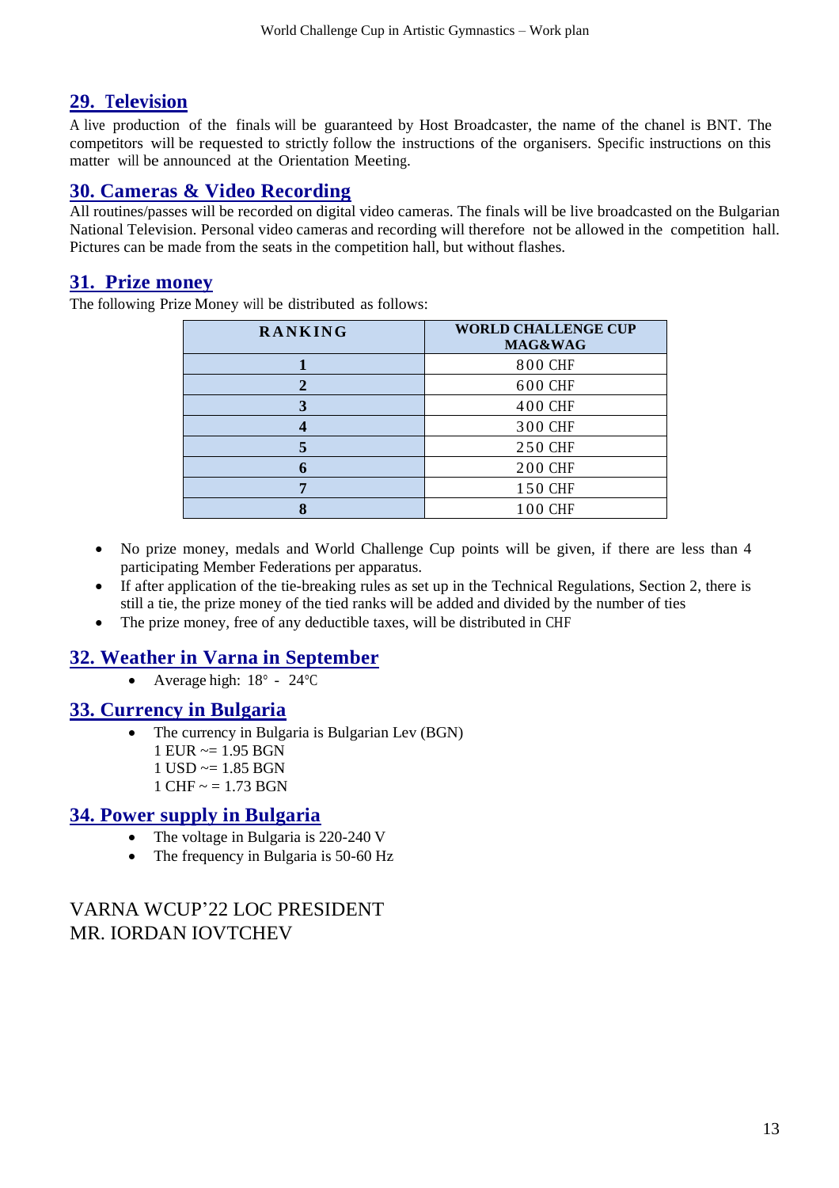## 29. Television

A live production of the finals will be guaranteed by Host Broadcaster, the name of the chanel is BNT. The competitors will be requested to strictly follow the instructions of the organisers. Specific instructions on this matter will be announced at the Orientation Meeting.

## 30. Cameras & Video Recording

All routines/passes will be recorded on digital video cameras. The finals will be live broadcasted on the Bulgarian National Television. Personal video cameras and recording will therefore not be allowed in the competition hall. Pictures can be made from the seats in the competition hall, but without flashes.

## 31. Prize money

The following Prize Money will be distributed as follows:

| RANKING | WORLD CHALLENGE CUP MAG&WAG |
|---|---|
| **1** | 800 CHF |
| **2** | 600 CHF |
| **3** | 400 CHF |
| **4** | 300 CHF |
| **5** | 250 CHF |
| **6** | 200 CHF |
| **7** | 150 CHF |
| **8** | 100 CHF |

- No prize money, medals and World Challenge Cup points will be given, if there are less than 4 participating Member Federations per apparatus.
- If after application of the tie-breaking rules as set up in the Technical Regulations, Section 2, there is still a tie, the prize money of the tied ranks will be added and divided by the number of ties
- The prize money, free of any deductible taxes, will be distributed in CHF

## 32. Weather in Varna in September

- Average high: 18° - 24℃

## 33. Currency in Bulgaria

- The currency in Bulgaria is Bulgarian Lev (BGN)
  1 EUR ~= 1.95 BGN
  1 USD ~= 1.85 BGN
  1 CHF ~ = 1.73 BGN

## 34. Power supply in Bulgaria

- The voltage in Bulgaria is 220-240 V
- The frequency in Bulgaria is 50-60 Hz

VARNA WCUP'22 LOC PRESIDENT
MR. IORDAN IOVTCHEV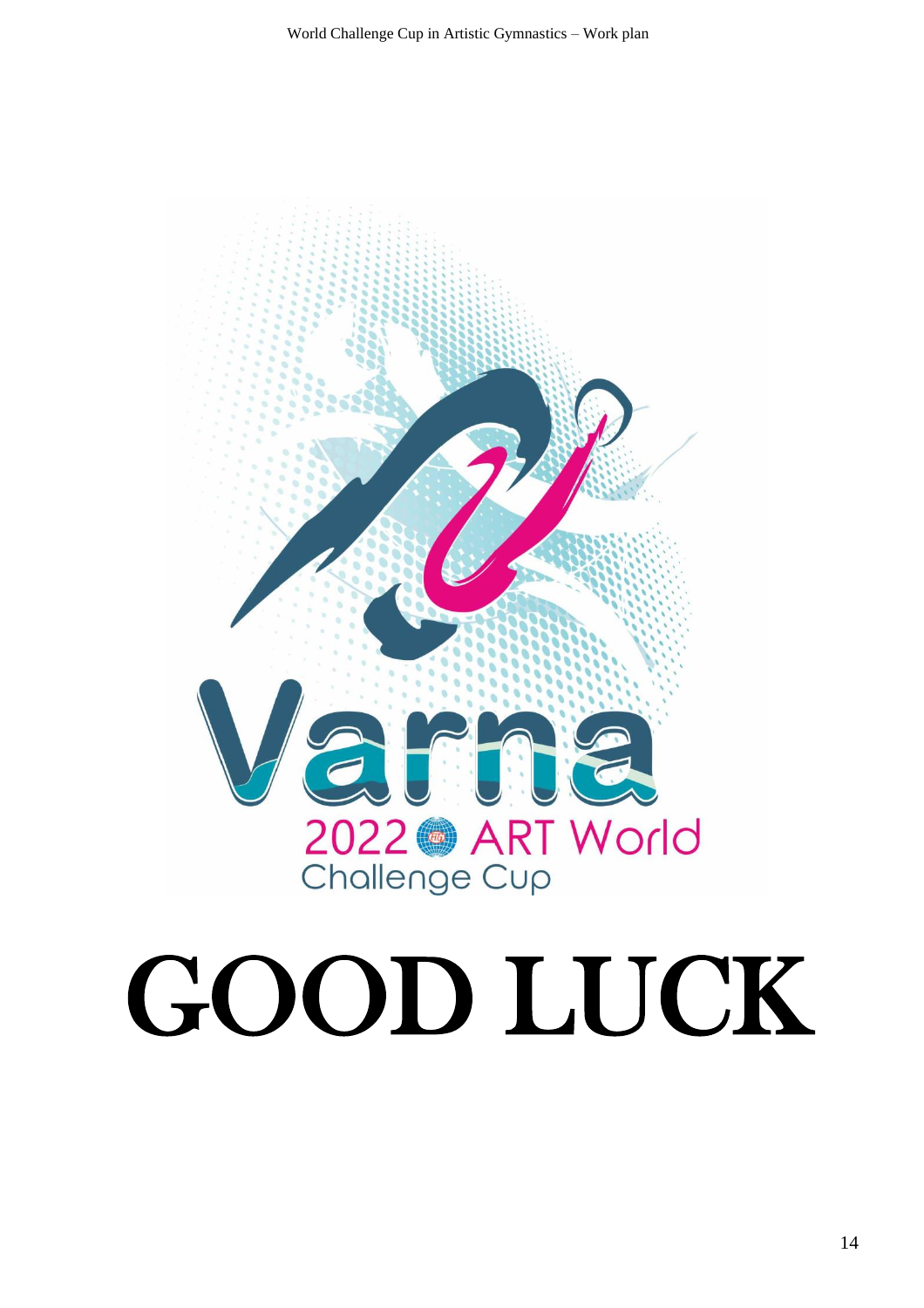Varna

2022 ART World Challenge Cup

# GOOD LUCK